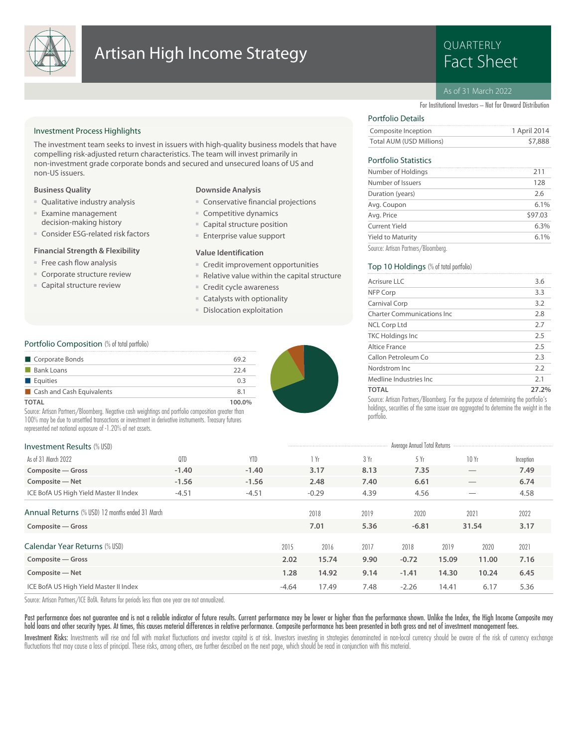# Artisan High Income Strategy

QUARTERLY
Fact Sheet

As of 31 March 2022

For Institutional Investors – Not for Onward Distribution

## Investment Process Highlights

The investment team seeks to invest in issuers with high-quality business models that have compelling risk-adjusted return characteristics. The team will invest primarily in non-investment grade corporate bonds and secured and unsecured loans of US and non-US issuers.

### Business Quality

- Qualitative industry analysis
- Examine management decision-making history
- Consider ESG-related risk factors

### Financial Strength & Flexibility

- Free cash flow analysis
- Corporate structure review
- Capital structure review

### Downside Analysis

- Conservative financial projections
- Competitive dynamics
- Capital structure position
- Enterprise value support

### Value Identification

- Credit improvement opportunities
- Relative value within the capital structure
- Credit cycle awareness
- Catalysts with optionality
- Dislocation exploitation

## Portfolio Details

| | |
|---|---|
| Composite Inception | 1 April 2014 |
| Total AUM (USD Millions) | $7,888 |

## Portfolio Statistics

| | |
|---|---|
| Number of Holdings | 211 |
| Number of Issuers | 128 |
| Duration (years) | 2.6 |
| Avg. Coupon | 6.1% |
| Avg. Price | $97.03 |
| Current Yield | 6.3% |
| Yield to Maturity | 6.1% |

Source: Artisan Partners/Bloomberg.

## Top 10 Holdings (% of total portfolio)

| | |
|---|---|
| Acrisure LLC | 3.6 |
| NFP Corp | 3.3 |
| Carnival Corp | 3.2 |
| Charter Communications Inc | 2.8 |
| NCL Corp Ltd | 2.7 |
| TKC Holdings Inc | 2.5 |
| Altice France | 2.5 |
| Callon Petroleum Co | 2.3 |
| Nordstrom Inc | 2.2 |
| Medline Industries Inc | 2.1 |
| **TOTAL** | **27.2%** |

Source: Artisan Partners/Bloomberg. For the purpose of determining the portfolio's holdings, securities of the same issuer are aggregated to determine the weight in the portfolio.

## Portfolio Composition (% of total portfolio)

| | |
|---|---|
| Corporate Bonds | 69.2 |
| Bank Loans | 22.4 |
| Equities | 0.3 |
| Cash and Cash Equivalents | 8.1 |
| **TOTAL** | **100.0%** |

Source: Artisan Partners/Bloomberg. Negative cash weightings and portfolio composition greater than 100% may be due to unsettled transactions or investment in derivative instruments. Treasury futures represented net notional exposure of -1.20% of net assets.

## Investment Results (% USD)

| As of 31 March 2022 | QTD | YTD | 1 Yr | 3 Yr | 5 Yr | 10 Yr | Inception |
|---|---|---|---|---|---|---|---|
| | | | Average Annual Total Returns | | | | |
| **Composite — Gross** | **-1.40** | **-1.40** | **3.17** | **8.13** | **7.35** | — | **7.49** |
| **Composite — Net** | **-1.56** | **-1.56** | **2.48** | **7.40** | **6.61** | — | **6.74** |
| ICE BofA US High Yield Master II Index | -4.51 | -4.51 | -0.29 | 4.39 | 4.56 | — | 4.58 |

## Annual Returns (% USD) 12 months ended 31 March

| | 2018 | 2019 | 2020 | 2021 | 2022 |
|---|---|---|---|---|---|
| **Composite — Gross** | **7.01** | **5.36** | **-6.81** | **31.54** | **3.17** |

## Calendar Year Returns (% USD)

| | 2015 | 2016 | 2017 | 2018 | 2019 | 2020 | 2021 |
|---|---|---|---|---|---|---|---|
| **Composite — Gross** | **2.02** | **15.74** | **9.90** | **-0.72** | **15.09** | **11.00** | **7.16** |
| **Composite — Net** | **1.28** | **14.92** | **9.14** | **-1.41** | **14.30** | **10.24** | **6.45** |
| ICE BofA US High Yield Master II Index | -4.64 | 17.49 | 7.48 | -2.26 | 14.41 | 6.17 | 5.36 |

Source: Artisan Partners/ICE BofA. Returns for periods less than one year are not annualized.

Past performance does not guarantee and is not a reliable indicator of future results. Current performance may be lower or higher than the performance shown. Unlike the Index, the High Income Composite may hold loans and other security types. At times, this causes material differences in relative performance. Composite performance has been presented in both gross and net of investment management fees.

Investment Risks: Investments will rise and fall with market fluctuations and investor capital is at risk. Investors investing in strategies denominated in non-local currency should be aware of the risk of currency exchange fluctuations that may cause a loss of principal. These risks, among others, are further described on the next page, which should be read in conjunction with this material.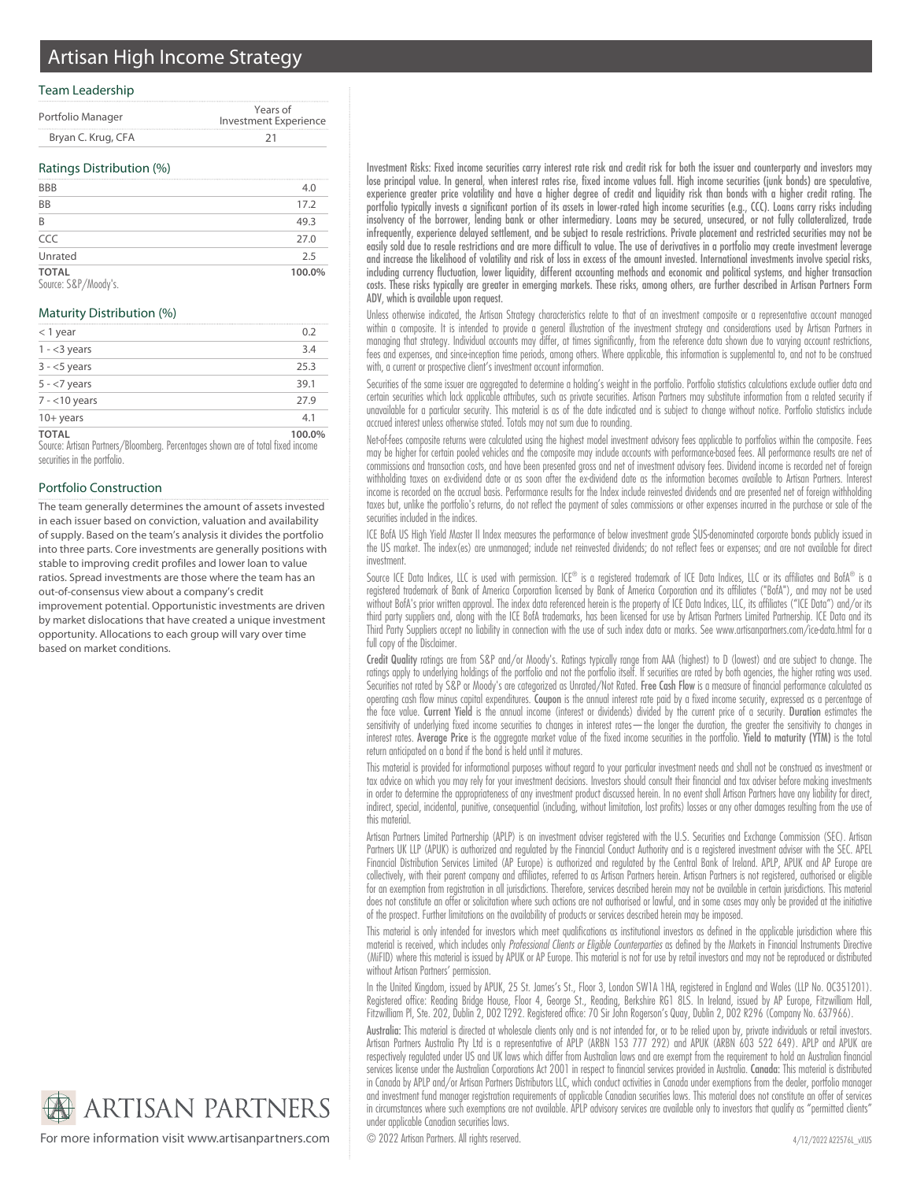# Artisan High Income Strategy

## Team Leadership

| Portfolio Manager | Years of Investment Experience |
|---|---|
| Bryan C. Krug, CFA | 21 |

## Ratings Distribution (%)

| | |
|---|---|
| BBB | 4.0 |
| BB | 17.2 |
| B | 49.3 |
| CCC | 27.0 |
| Unrated | 2.5 |
| **TOTAL** | **100.0%** |

Source: S&P/Moody's.

## Maturity Distribution (%)

| | |
|---|---|
| < 1 year | 0.2 |
| 1 - <3 years | 3.4 |
| 3 - <5 years | 25.3 |
| 5 - <7 years | 39.1 |
| 7 - <10 years | 27.9 |
| 10+ years | 4.1 |
| **TOTAL** | **100.0%** |

Source: Artisan Partners/Bloomberg. Percentages shown are of total fixed income securities in the portfolio.

## Portfolio Construction

The team generally determines the amount of assets invested in each issuer based on conviction, valuation and availability of supply. Based on the team's analysis it divides the portfolio into three parts. Core investments are generally positions with stable to improving credit profiles and lower loan to value ratios. Spread investments are those where the team has an out-of-consensus view about a company's credit improvement potential. Opportunistic investments are driven by market dislocations that have created a unique investment opportunity. Allocations to each group will vary over time based on market conditions.

Investment Risks: Fixed income securities carry interest rate risk and credit risk for both the issuer and counterparty and investors may lose principal value. In general, when interest rates rise, fixed income values fall. High income securities (junk bonds) are speculative, experience greater price volatility and have a higher degree of credit and liquidity risk than bonds with a higher credit rating. The portfolio typically invests a significant portion of its assets in lower-rated high income securities (e.g., CCC). Loans carry risks including insolvency of the borrower, lending bank or other intermediary. Loans may be secured, unsecured, or not fully collateralized, trade infrequently, experience delayed settlement, and be subject to resale restrictions. Private placement and restricted securities may not be easily sold due to resale restrictions and are more difficult to value. The use of derivatives in a portfolio may create investment leverage and increase the likelihood of volatility and risk of loss in excess of the amount invested. International investments involve special risks, including currency fluctuation, lower liquidity, different accounting methods and economic and political systems, and higher transaction costs. These risks typically are greater in emerging markets. These risks, among others, are further described in Artisan Partners Form ADV, which is available upon request.

Unless otherwise indicated, the Artisan Strategy characteristics relate to that of an investment composite or a representative account managed within a composite. It is intended to provide a general illustration of the investment strategy and considerations used by Artisan Partners in managing that strategy. Individual accounts may differ, at times significantly, from the reference data shown due to varying account restrictions, fees and expenses, and since-inception time periods, among others. Where applicable, this information is supplemental to, and not to be construed with, a current or prospective client's investment account information.

Securities of the same issuer are aggregated to determine a holding's weight in the portfolio. Portfolio statistics calculations exclude outlier data and certain securities which lack applicable attributes, such as private securities. Artisan Partners may substitute information from a related security if unavailable for a particular security. This material is as of the date indicated and is subject to change without notice. Portfolio statistics include accrued interest unless otherwise stated. Totals may not sum due to rounding.

Net-of-fees composite returns were calculated using the highest model investment advisory fees applicable to portfolios within the composite. Fees may be higher for certain pooled vehicles and the composite may include accounts with performance-based fees. All performance results are net of commissions and transaction costs, and have been presented gross and net of investment advisory fees. Dividend income is recorded net of foreign withholding taxes on ex-dividend date or as soon after the ex-dividend date as the information becomes available to Artisan Partners. Interest income is recorded on the accrual basis. Performance results for the Index include reinvested dividends and are presented net of foreign withholding taxes but, unlike the portfolio's returns, do not reflect the payment of sales commissions or other expenses incurred in the purchase or sale of the securities included in the indices.

ICE BofA US High Yield Master II Index measures the performance of below investment grade $US-denominated corporate bonds publicly issued in the US market. The index(es) are unmanaged; include net reinvested dividends; do not reflect fees or expenses; and are not available for direct investment.

Source ICE Data Indices, LLC is used with permission. ICE® is a registered trademark of ICE Data Indices, LLC or its affiliates and BofA® is a registered trademark of Bank of America Corporation licensed by Bank of America Corporation and its affiliates ("BofA"), and may not be used without BofA's prior written approval. The index data referenced herein is the property of ICE Data Indices, LLC, its affiliates ("ICE Data") and/or its third party suppliers and, along with the ICE BofA trademarks, has been licensed for use by Artisan Partners Limited Partnership. ICE Data and its Third Party Suppliers accept no liability in connection with the use of such index data or marks. See www.artisanpartners.com/ice-data.html for a full copy of the Disclaimer.

**Credit Quality** ratings are from S&P and/or Moody's. Ratings typically range from AAA (highest) to D (lowest) and are subject to change. The ratings apply to underlying holdings of the portfolio and not the portfolio itself. If securities are rated by both agencies, the higher rating was used. Securities not rated by S&P or Moody's are categorized as Unrated/Not Rated. **Free Cash Flow** is a measure of financial performance calculated as operating cash flow minus capital expenditures. **Coupon** is the annual interest rate paid by a fixed income security, expressed as a percentage of the face value. **Current Yield** is the annual income (interest or dividends) divided by the current price of a security. **Duration** estimates the sensitivity of underlying fixed income securities to changes in interest rates—the longer the duration, the greater the sensitivity to changes in interest rates. **Average Price** is the aggregate market value of the fixed income securities in the portfolio. **Yield to maturity (YTM)** is the total return anticipated on a bond if the bond is held until it matures.

This material is provided for informational purposes without regard to your particular investment needs and shall not be construed as investment or tax advice on which you may rely for your investment decisions. Investors should consult their financial and tax adviser before making investments in order to determine the appropriateness of any investment product discussed herein. In no event shall Artisan Partners have any liability for direct, indirect, special, incidental, punitive, consequential (including, without limitation, lost profits) losses or any other damages resulting from the use of this material.

Artisan Partners Limited Partnership (APLP) is an investment adviser registered with the U.S. Securities and Exchange Commission (SEC). Artisan Partners UK LLP (APUK) is authorized and regulated by the Financial Conduct Authority and is a registered investment adviser with the SEC. APEL Financial Distribution Services Limited (AP Europe) is authorized and regulated by the Central Bank of Ireland. APLP, APUK and AP Europe are collectively, with their parent company and affiliates, referred to as Artisan Partners herein. Artisan Partners is not registered, authorised or eligible for an exemption from registration in all jurisdictions. Therefore, services described herein may not be available in certain jurisdictions. This material does not constitute an offer or solicitation where such actions are not authorised or lawful, and in some cases may only be provided at the initiative of the prospect. Further limitations on the availability of products or services described herein may be imposed.

This material is only intended for investors which meet qualifications as institutional investors as defined in the applicable jurisdiction where this material is received, which includes only *Professional Clients or Eligible Counterparties* as defined by the Markets in Financial Instruments Directive (MiFID) where this material is issued by APUK or AP Europe. This material is not for use by retail investors and may not be reproduced or distributed without Artisan Partners' permission.

In the United Kingdom, issued by APUK, 25 St. James's St., Floor 3, London SW1A 1HA, registered in England and Wales (LLP No. OC351201). Registered office: Reading Bridge House, Floor 4, George St., Reading, Berkshire RG1 8LS. In Ireland, issued by AP Europe, Fitzwilliam Hall, Fitzwilliam Pl, Ste. 202, Dublin 2, D02 T292. Registered office: 70 Sir John Rogerson's Quay, Dublin 2, D02 R296 (Company No. 637966).

**Australia:** This material is directed at wholesale clients only and is not intended for, or to be relied upon by, private individuals or retail investors. Artisan Partners Australia Pty Ltd is a representative of APLP (ARBN 153 777 292) and APUK (ARBN 603 522 649). APLP and APUK are respectively regulated under US and UK laws which differ from Australian laws and are exempt from the requirement to hold an Australian financial services license under the Australian Corporations Act 2001 in respect to financial services provided in Australia. **Canada:** This material is distributed in Canada by APLP and/or Artisan Partners Distributors LLC, which conduct activities in Canada under exemptions from the dealer, portfolio manager and investment fund manager registration requirements of applicable Canadian securities laws. This material does not constitute an offer of services in circumstances where such exemptions are not available. APLP advisory services are available only to investors that qualify as "permitted clients" under applicable Canadian securities laws.

ARTISAN PARTNERS

For more information visit www.artisanpartners.com

© 2022 Artisan Partners. All rights reserved.

4/12/2022 A22576L_vXUS